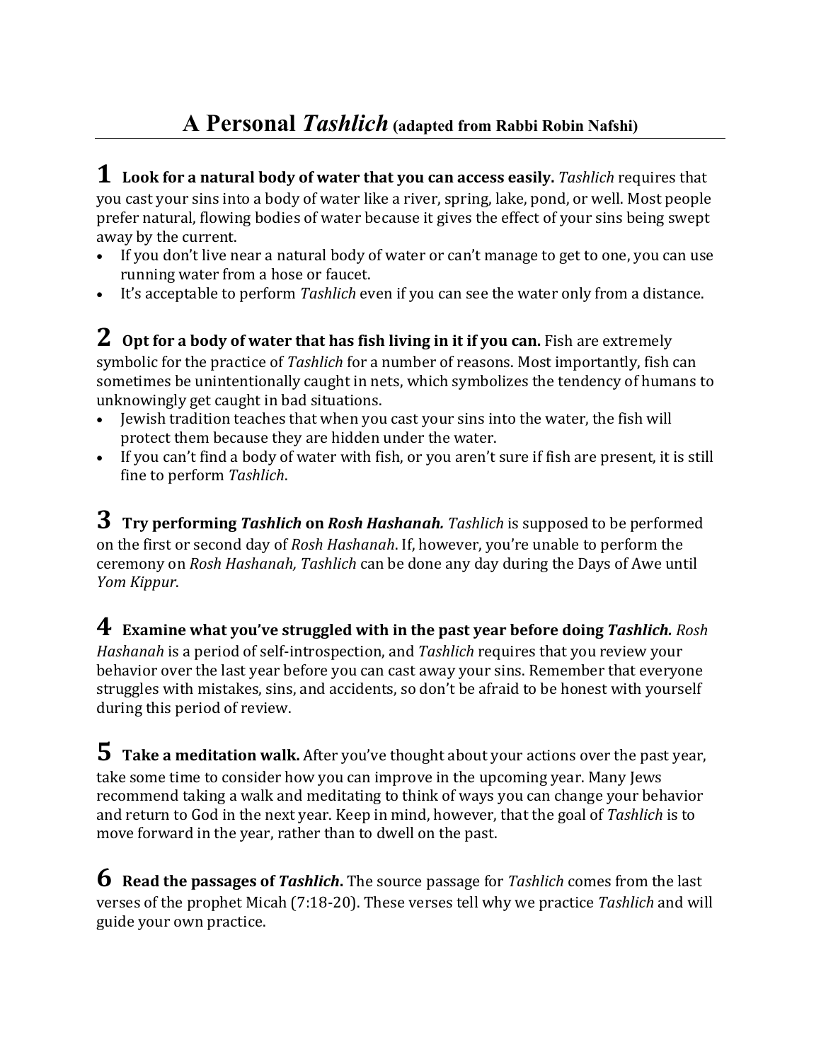# A Personal *Tashlich* (adapted from Rabbi Robin Nafshi)

**1 Look for a natural body of water that you can access easily.** *Tashlich* requires that you cast your sins into a body of water like a river, spring, lake, pond, or well. Most people prefer natural, flowing bodies of water because it gives the effect of your sins being swept away by the current.

- If you don't live near a natural body of water or can't manage to get to one, you can use running water from a hose or faucet.
- It's acceptable to perform *Tashlich* even if you can see the water only from a distance.

**2 Opt for a body of water that has fish living in it if you can.** Fish are extremely symbolic for the practice of *Tashlich* for a number of reasons. Most importantly, fish can sometimes be unintentionally caught in nets, which symbolizes the tendency of humans to unknowingly get caught in bad situations.

- Jewish tradition teaches that when you cast your sins into the water, the fish will protect them because they are hidden under the water.
- If you can't find a body of water with fish, or you aren't sure if fish are present, it is still fine to perform *Tashlich*.

**3 Try performing *Tashlich* on *Rosh Hashanah.*** *Tashlich* is supposed to be performed on the first or second day of *Rosh Hashanah*. If, however, you're unable to perform the ceremony on *Rosh Hashanah, Tashlich* can be done any day during the Days of Awe until *Yom Kippur*.

**4 Examine what you've struggled with in the past year before doing *Tashlich.*** *Rosh Hashanah* is a period of self-introspection, and *Tashlich* requires that you review your behavior over the last year before you can cast away your sins. Remember that everyone struggles with mistakes, sins, and accidents, so don't be afraid to be honest with yourself during this period of review.

**5 Take a meditation walk.** After you've thought about your actions over the past year, take some time to consider how you can improve in the upcoming year. Many Jews recommend taking a walk and meditating to think of ways you can change your behavior and return to God in the next year. Keep in mind, however, that the goal of *Tashlich* is to move forward in the year, rather than to dwell on the past.

**6 Read the passages of *Tashlich*.** The source passage for *Tashlich* comes from the last verses of the prophet Micah (7:18-20). These verses tell why we practice *Tashlich* and will guide your own practice.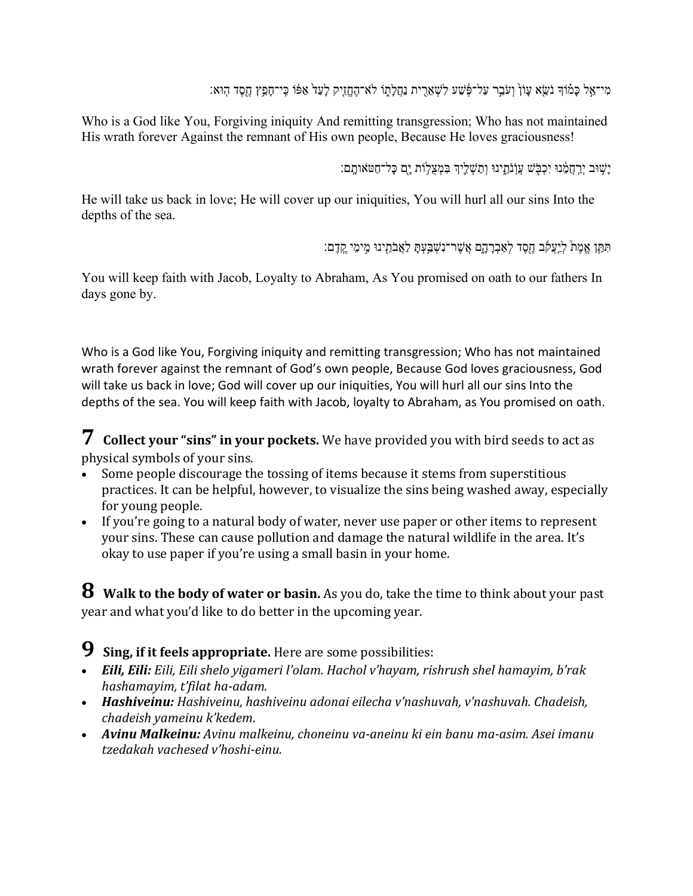מִי־אֵל כָּמוֹךָ נֹשֵׂא עָוֺן וְעֹבֵר עַל־פֶּשַׁע לִשְׁאֵרִית נַחֲלָתוֹ לֹא־הֶחֱזִיק לָעַד אַפּוֹ כִּי־חָפֵץ חֶסֶד הוּא׃

Who is a God like You, Forgiving iniquity And remitting transgression; Who has not maintained His wrath forever Against the remnant of His own people, Because He loves graciousness!

יָשׁוּב יְרַחֲמֵנוּ יִכְבֹּשׁ עֲוֺנֹתֵינוּ וְתַשְׁלִיךְ בִּמְצֻלוֹת יָם כָּל־חַטֹּאותָם׃

He will take us back in love; He will cover up our iniquities, You will hurl all our sins Into the depths of the sea.

תִּתֵּן אֱמֶת לְיַעֲקֹב חֶסֶד לְאַבְרָהָם אֲשֶׁר־נִשְׁבַּעְתָּ לַאֲבֹתֵינוּ מִימֵי קֶדֶם׃

You will keep faith with Jacob, Loyalty to Abraham, As You promised on oath to our fathers In days gone by.

Who is a God like You, Forgiving iniquity and remitting transgression; Who has not maintained wrath forever against the remnant of God's own people, Because God loves graciousness, God will take us back in love; God will cover up our iniquities, You will hurl all our sins Into the depths of the sea. You will keep faith with Jacob, loyalty to Abraham, as You promised on oath.

**7 Collect your "sins" in your pockets.** We have provided you with bird seeds to act as physical symbols of your sins.

- Some people discourage the tossing of items because it stems from superstitious practices. It can be helpful, however, to visualize the sins being washed away, especially for young people.
- If you're going to a natural body of water, never use paper or other items to represent your sins. These can cause pollution and damage the natural wildlife in the area. It's okay to use paper if you're using a small basin in your home.

**8 Walk to the body of water or basin.** As you do, take the time to think about your past year and what you'd like to do better in the upcoming year.

**9 Sing, if it feels appropriate.** Here are some possibilities:

- ***Eili, Eili:*** *Eili, Eili shelo yigameri l'olam. Hachol v'hayam, rishrush shel hamayim, b'rak hashamayim, t'filat ha-adam.*
- ***Hashiveinu:*** *Hashiveinu, hashiveinu adonai eilecha v'nashuvah, v'nashuvah. Chadeish, chadeish yameinu k'kedem*.
- ***Avinu Malkeinu:*** *Avinu malkeinu, choneinu va-aneinu ki ein banu ma-asim. Asei imanu tzedakah vachesed v'hoshi-einu.*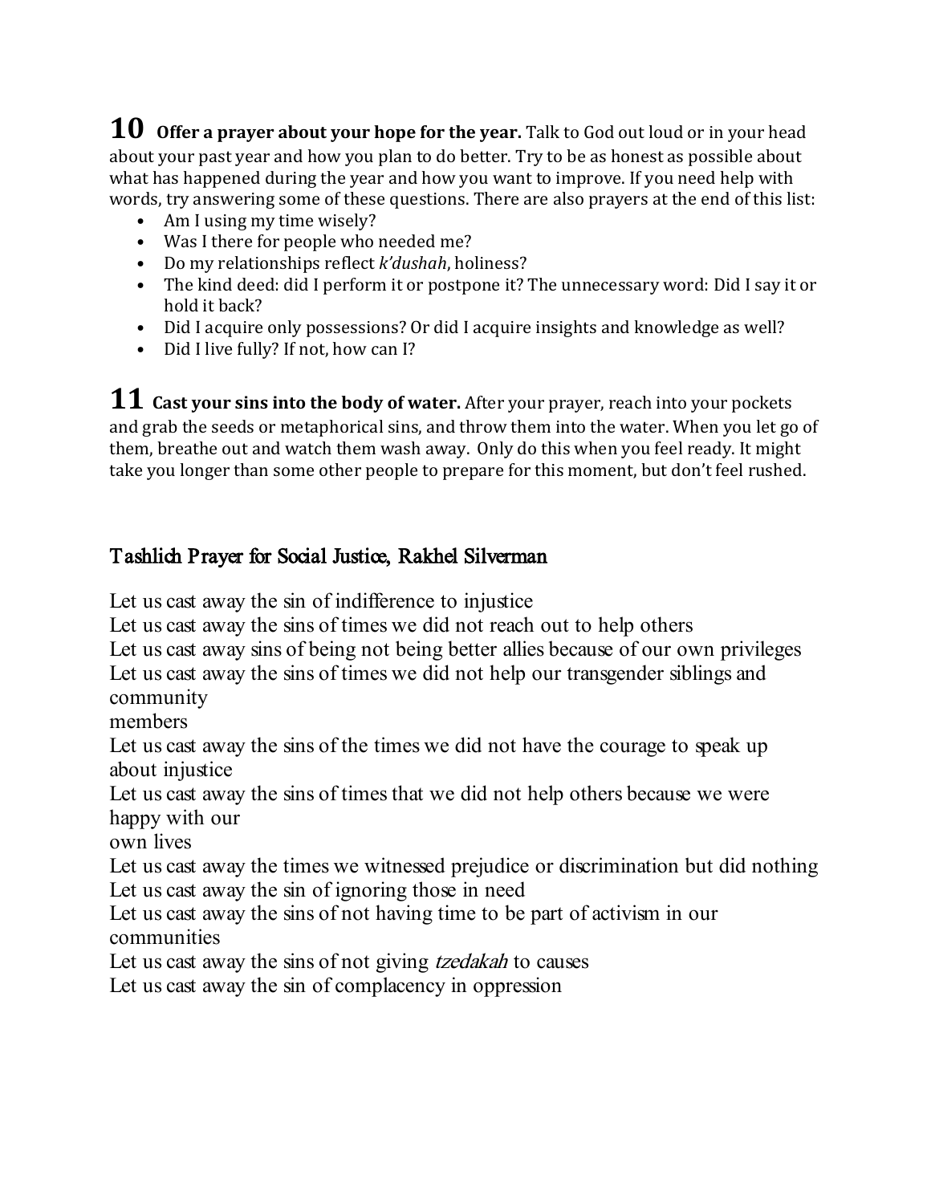**10 Offer a prayer about your hope for the year.** Talk to God out loud or in your head about your past year and how you plan to do better. Try to be as honest as possible about what has happened during the year and how you want to improve. If you need help with words, try answering some of these questions. There are also prayers at the end of this list:

- Am I using my time wisely?
- Was I there for people who needed me?
- Do my relationships reflect *k'dushah*, holiness?
- The kind deed: did I perform it or postpone it? The unnecessary word: Did I say it or hold it back?
- Did I acquire only possessions? Or did I acquire insights and knowledge as well?
- Did I live fully? If not, how can I?

**11 Cast your sins into the body of water.** After your prayer, reach into your pockets and grab the seeds or metaphorical sins, and throw them into the water. When you let go of them, breathe out and watch them wash away. Only do this when you feel ready. It might take you longer than some other people to prepare for this moment, but don't feel rushed.

## Tashlich Prayer for Social Justice, Rakhel Silverman

Let us cast away the sin of indifference to injustice
Let us cast away the sins of times we did not reach out to help others
Let us cast away sins of being not being better allies because of our own privileges
Let us cast away the sins of times we did not help our transgender siblings and community members
Let us cast away the sins of the times we did not have the courage to speak up about injustice
Let us cast away the sins of times that we did not help others because we were happy with our own lives
Let us cast away the times we witnessed prejudice or discrimination but did nothing
Let us cast away the sin of ignoring those in need
Let us cast away the sins of not having time to be part of activism in our communities
Let us cast away the sins of not giving *tzedakah* to causes
Let us cast away the sin of complacency in oppression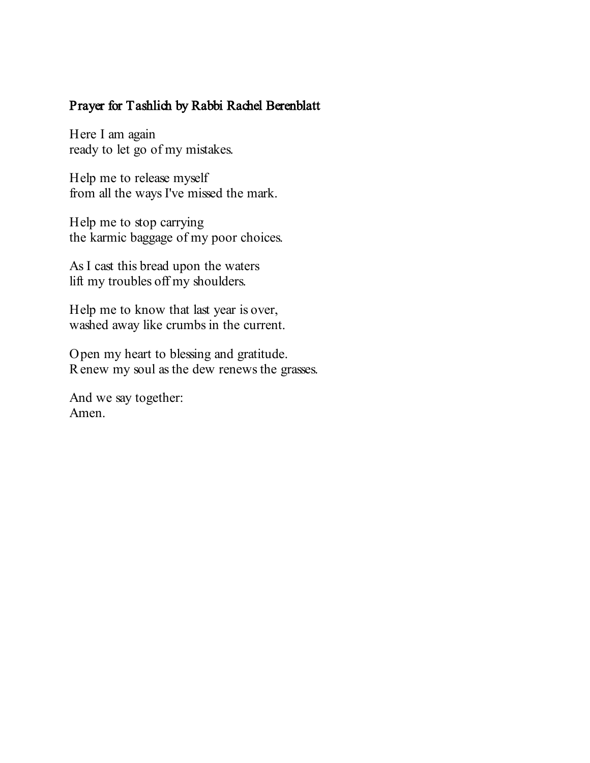**Prayer for Tashlich by Rabbi Rachel Berenblatt**

Here I am again
ready to let go of my mistakes.

Help me to release myself
from all the ways I've missed the mark.

Help me to stop carrying
the karmic baggage of my poor choices.

As I cast this bread upon the waters
lift my troubles off my shoulders.

Help me to know that last year is over,
washed away like crumbs in the current.

Open my heart to blessing and gratitude.
Renew my soul as the dew renews the grasses.

And we say together:
Amen.